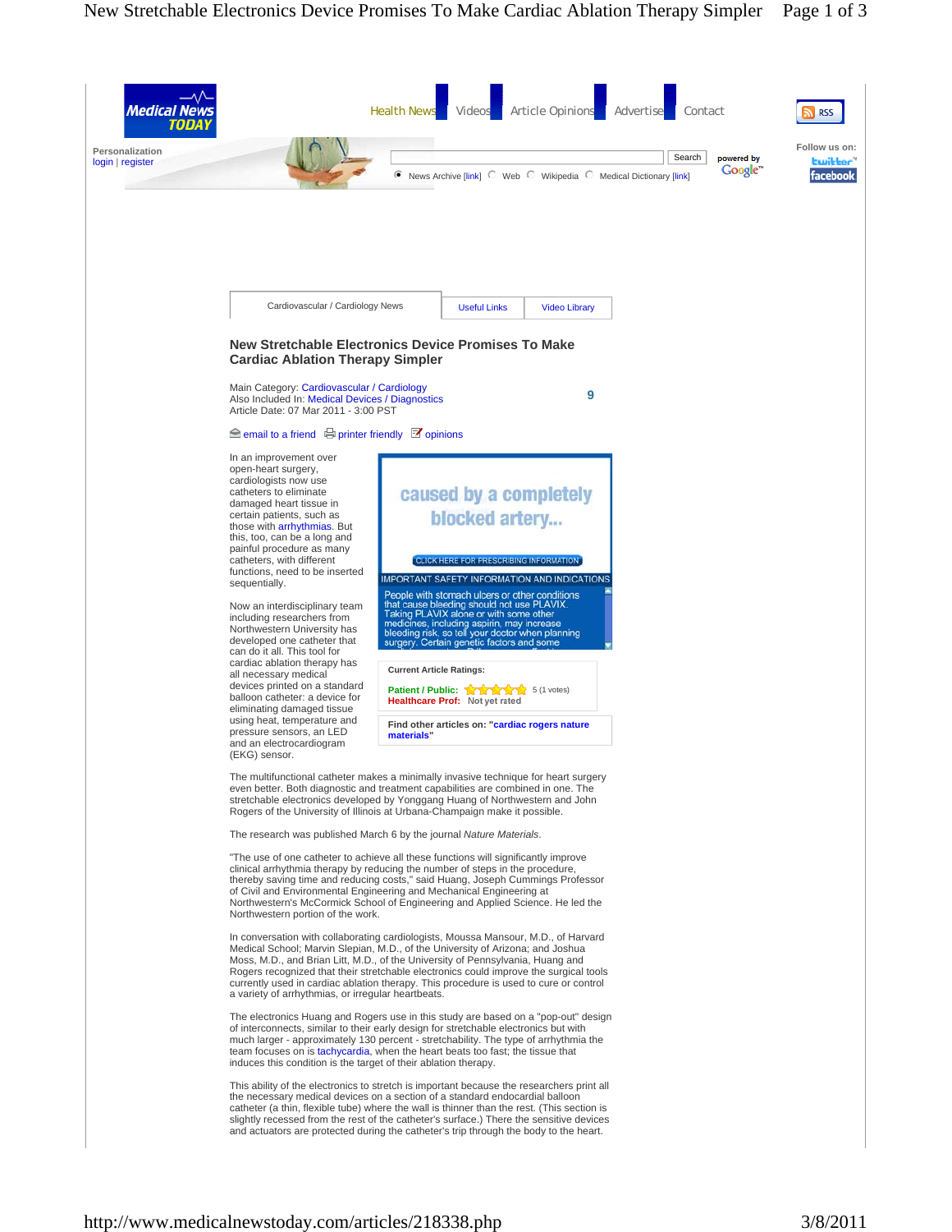Health News | Videos | Article Opinions | Advertise | Contact

Personalization
login | register

News Archive [link] Web Wikipedia Medical Dictionary [link]

Follow us on:

Cardiovascular / Cardiology News | Useful Links | Video Library

## New Stretchable Electronics Device Promises To Make Cardiac Ablation Therapy Simpler

Main Category: Cardiovascular / Cardiology
Also Included In: Medical Devices / Diagnostics
Article Date: 07 Mar 2011 - 3:00 PST

9

email to a friend | printer friendly | opinions

In an improvement over open-heart surgery, cardiologists now use catheters to eliminate damaged heart tissue in certain patients, such as those with arrhythmias. But this, too, can be a long and painful procedure as many catheters, with different functions, need to be inserted sequentially.

Now an interdisciplinary team including researchers from Northwestern University has developed one catheter that can do it all. This tool for cardiac ablation therapy has all necessary medical devices printed on a standard balloon catheter: a device for eliminating damaged tissue using heat, temperature and pressure sensors, an LED and an electrocardiogram (EKG) sensor.

Current Article Ratings:

Patient / Public: 5 (1 votes)
Healthcare Prof: Not yet rated

Find other articles on: "cardiac rogers nature materials"

The multifunctional catheter makes a minimally invasive technique for heart surgery even better. Both diagnostic and treatment capabilities are combined in one. The stretchable electronics developed by Yonggang Huang of Northwestern and John Rogers of the University of Illinois at Urbana-Champaign make it possible.

The research was published March 6 by the journal *Nature Materials*.

"The use of one catheter to achieve all these functions will significantly improve clinical arrhythmia therapy by reducing the number of steps in the procedure, thereby saving time and reducing costs," said Huang, Joseph Cummings Professor of Civil and Environmental Engineering and Mechanical Engineering at Northwestern's McCormick School of Engineering and Applied Science. He led the Northwestern portion of the work.

In conversation with collaborating cardiologists, Moussa Mansour, M.D., of Harvard Medical School; Marvin Slepian, M.D., of the University of Arizona; and Joshua Moss, M.D., and Brian Litt, M.D., of the University of Pennsylvania, Huang and Rogers recognized that their stretchable electronics could improve the surgical tools currently used in cardiac ablation therapy. This procedure is used to cure or control a variety of arrhythmias, or irregular heartbeats.

The electronics Huang and Rogers use in this study are based on a "pop-out" design of interconnects, similar to their early design for stretchable electronics but with much larger - approximately 130 percent - stretchability. The type of arrhythmia the team focuses on is tachycardia, when the heart beats too fast; the tissue that induces this condition is the target of their ablation therapy.

This ability of the electronics to stretch is important because the researchers print all the necessary medical devices on a section of a standard endocardial balloon catheter (a thin, flexible tube) where the wall is thinner than the rest. (This section is slightly recessed from the rest of the catheter's surface.) There the sensitive devices and actuators are protected during the catheter's trip through the body to the heart.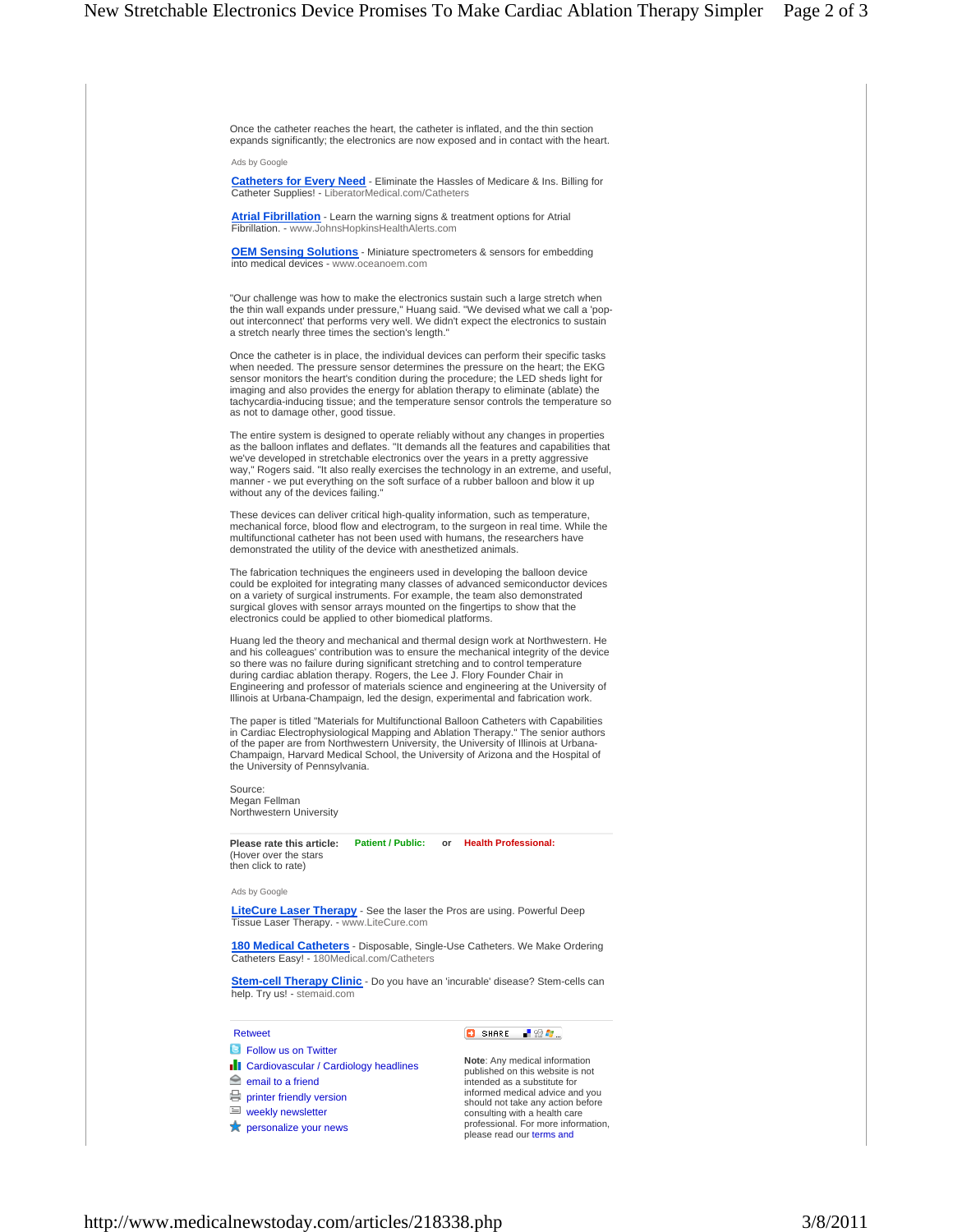Once the catheter reaches the heart, the catheter is inflated, and the thin section expands significantly; the electronics are now exposed and in contact with the heart.

Ads by Google

**Catheters for Every Need** - Eliminate the Hassles of Medicare & Ins. Billing for Catheter Supplies! - LiberatorMedical.com/Catheters

**Atrial Fibrillation** - Learn the warning signs & treatment options for Atrial Fibrillation. - www.JohnsHopkinsHealthAlerts.com

**OEM Sensing Solutions** - Miniature spectrometers & sensors for embedding into medical devices - www.oceanoem.com

"Our challenge was how to make the electronics sustain such a large stretch when the thin wall expands under pressure," Huang said. "We devised what we call a 'pop-out interconnect' that performs very well. We didn't expect the electronics to sustain a stretch nearly three times the section's length."

Once the catheter is in place, the individual devices can perform their specific tasks when needed. The pressure sensor determines the pressure on the heart; the EKG sensor monitors the heart's condition during the procedure; the LED sheds light for imaging and also provides the energy for ablation therapy to eliminate (ablate) the tachycardia-inducing tissue; and the temperature sensor controls the temperature so as not to damage other, good tissue.

The entire system is designed to operate reliably without any changes in properties as the balloon inflates and deflates. "It demands all the features and capabilities that we've developed in stretchable electronics over the years in a pretty aggressive way," Rogers said. "It also really exercises the technology in an extreme, and useful, manner - we put everything on the soft surface of a rubber balloon and blow it up without any of the devices failing."

These devices can deliver critical high-quality information, such as temperature, mechanical force, blood flow and electrogram, to the surgeon in real time. While the multifunctional catheter has not been used with humans, the researchers have demonstrated the utility of the device with anesthetized animals.

The fabrication techniques the engineers used in developing the balloon device could be exploited for integrating many classes of advanced semiconductor devices on a variety of surgical instruments. For example, the team also demonstrated surgical gloves with sensor arrays mounted on the fingertips to show that the electronics could be applied to other biomedical platforms.

Huang led the theory and mechanical and thermal design work at Northwestern. He and his colleagues' contribution was to ensure the mechanical integrity of the device so there was no failure during significant stretching and to control temperature during cardiac ablation therapy. Rogers, the Lee J. Flory Founder Chair in Engineering and professor of materials science and engineering at the University of Illinois at Urbana-Champaign, led the design, experimental and fabrication work.

The paper is titled "Materials for Multifunctional Balloon Catheters with Capabilities in Cardiac Electrophysiological Mapping and Ablation Therapy." The senior authors of the paper are from Northwestern University, the University of Illinois at Urbana-Champaign, Harvard Medical School, the University of Arizona and the Hospital of the University of Pennsylvania.

Source:
Megan Fellman
Northwestern University

**Please rate this article:** **Patient / Public:** or **Health Professional:**
(Hover over the stars then click to rate)

Ads by Google

**LiteCure Laser Therapy** - See the laser the Pros are using. Powerful Deep Tissue Laser Therapy. - www.LiteCure.com

**180 Medical Catheters** - Disposable, Single-Use Catheters. We Make Ordering Catheters Easy! - 180Medical.com/Catheters

**Stem-cell Therapy Clinic** - Do you have an 'incurable' disease? Stem-cells can help. Try us! - stemaid.com

Retweet

- Follow us on Twitter
- Cardiovascular / Cardiology headlines
- email to a friend
- printer friendly version
- weekly newsletter
- personalize your news

SHARE

**Note**: Any medical information published on this website is not intended as a substitute for informed medical advice and you should not take any action before consulting with a health care professional. For more information, please read our terms and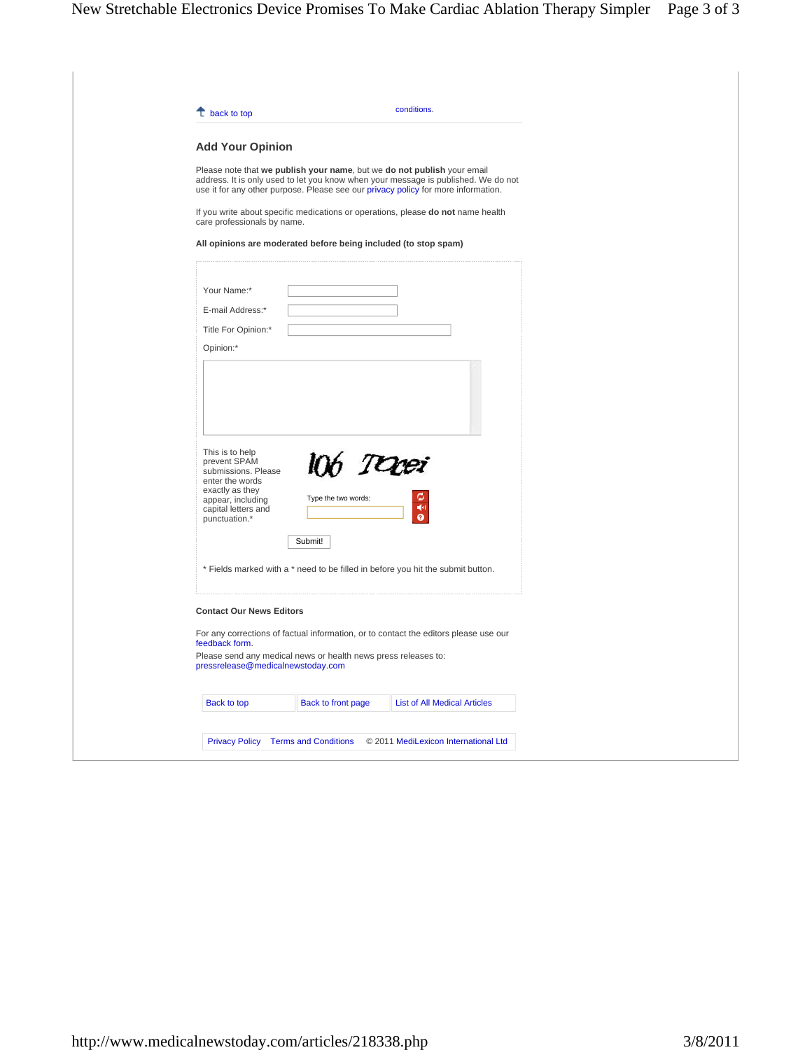back to top

conditions.

## Add Your Opinion

Please note that **we publish your name**, but we **do not publish** your email address. It is only used to let you know when your message is published. We do not use it for any other purpose. Please see our privacy policy for more information.

If you write about specific medications or operations, please **do not** name health care professionals by name.

**All opinions are moderated before being included (to stop spam)**

Your Name:*

E-mail Address:*

Title For Opinion:*

Opinion:*

This is to help prevent SPAM submissions. Please enter the words exactly as they appear, including capital letters and punctuation.*

Type the two words:

Submit!

* Fields marked with a * need to be filled in before you hit the submit button.

**Contact Our News Editors**

For any corrections of factual information, or to contact the editors please use our feedback form.

Please send any medical news or health news press releases to: pressrelease@medicalnewstoday.com

Back to top | Back to front page | List of All Medical Articles

Privacy Policy | Terms and Conditions | © 2011 MediLexicon International Ltd